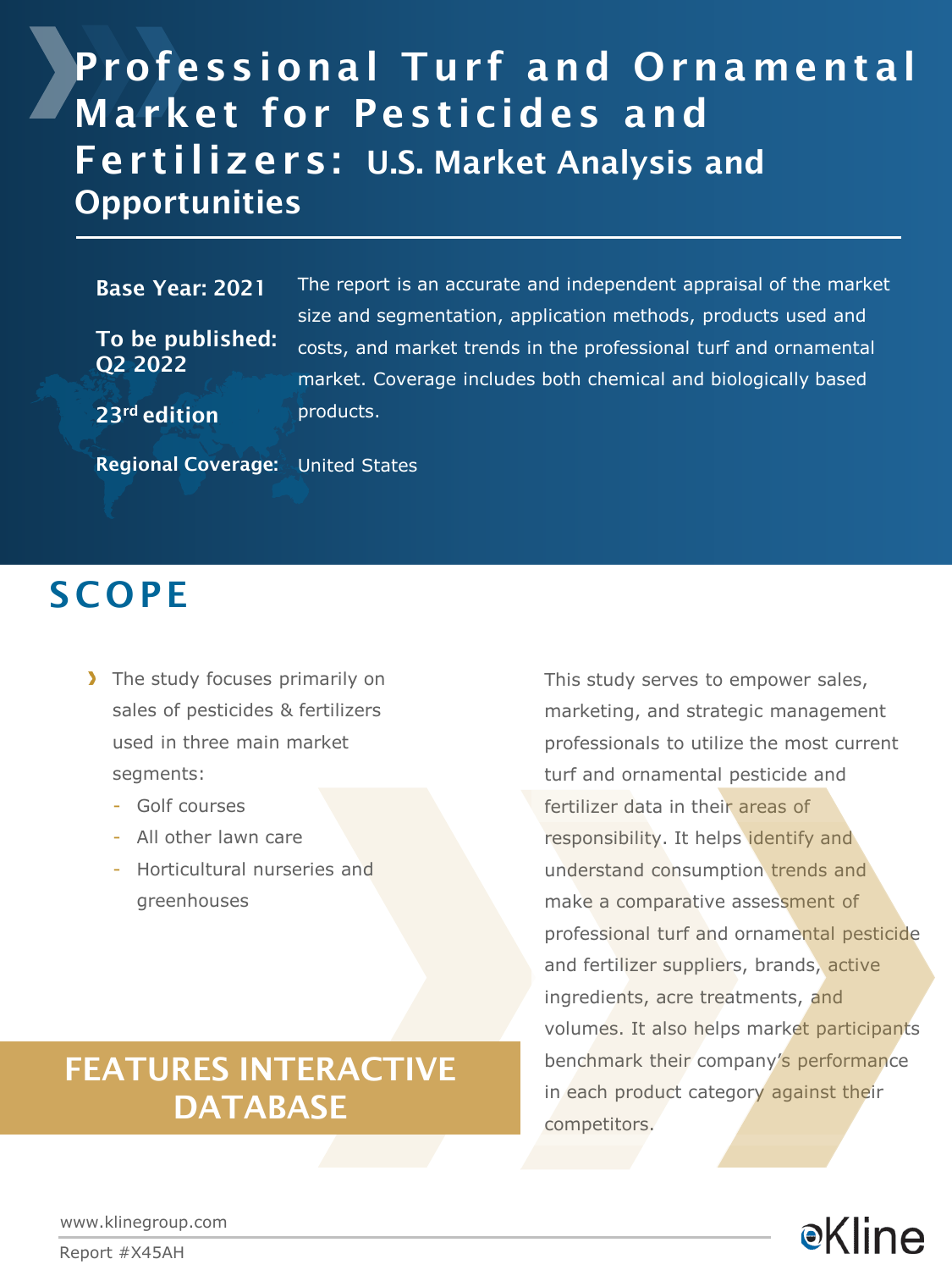# Professional Turf and Ornamental Market for Pesticides and Fertilizers: U.S. Market Analysis and Opportunities

**Base Year: 2021**

**To be published: Q2 2022**

**23rd edition**

The report is an accurate and independent appraisal of the market size and segmentation, application methods, products used and costs, and market trends in the professional turf and ornamental market. Coverage includes both chemical and biologically based products.

**Regional Coverage:** United States

## SCOPE

- The study focuses primarily on sales of pesticides & fertilizers used in three main market segments:
  - Golf courses
  - All other lawn care
  - Horticultural nurseries and greenhouses

## FEATURES INTERACTIVE DATABASE

This study serves to empower sales, marketing, and strategic management professionals to utilize the most current turf and ornamental pesticide and fertilizer data in their areas of responsibility. It helps identify and understand consumption trends and make a comparative assessment of professional turf and ornamental pesticide and fertilizer suppliers, brands, active ingredients, acre treatments, and volumes. It also helps market participants benchmark their company's performance in each product category against their competitors.

www.klinegroup.com

Report #X45AH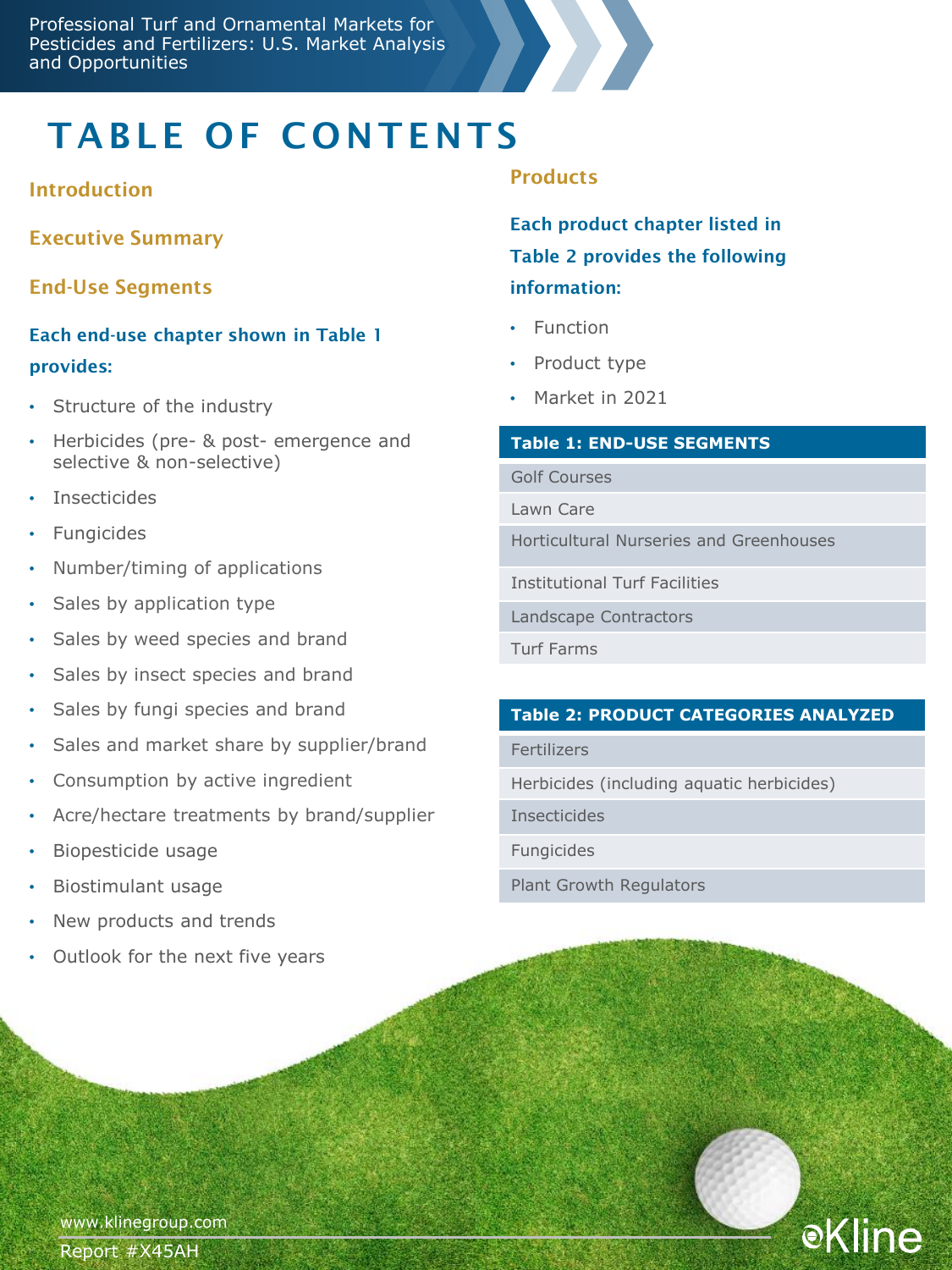# TABLE OF CONTENTS

**Introduction**

**Executive Summary**

**End-Use Segments**

**Each end-use chapter shown in Table 1 provides:**

- Structure of the industry
- Herbicides (pre- & post- emergence and selective & non-selective)
- Insecticides
- Fungicides
- Number/timing of applications
- Sales by application type
- Sales by weed species and brand
- Sales by insect species and brand
- Sales by fungi species and brand
- Sales and market share by supplier/brand
- Consumption by active ingredient
- Acre/hectare treatments by brand/supplier
- Biopesticide usage
- Biostimulant usage
- New products and trends
- Outlook for the next five years

**Products**

**Each product chapter listed in Table 2 provides the following information:**

- Function
- Product type
- Market in 2021

| Table 1: END-USE SEGMENTS |
|---|
| Golf Courses |
| Lawn Care |
| Horticultural Nurseries and Greenhouses |
| Institutional Turf Facilities |
| Landscape Contractors |
| Turf Farms |

| Table 2: PRODUCT CATEGORIES ANALYZED |
|---|
| Fertilizers |
| Herbicides (including aquatic herbicides) |
| Insecticides |
| Fungicides |
| Plant Growth Regulators |

www.klinegroup.com

Report #X45AH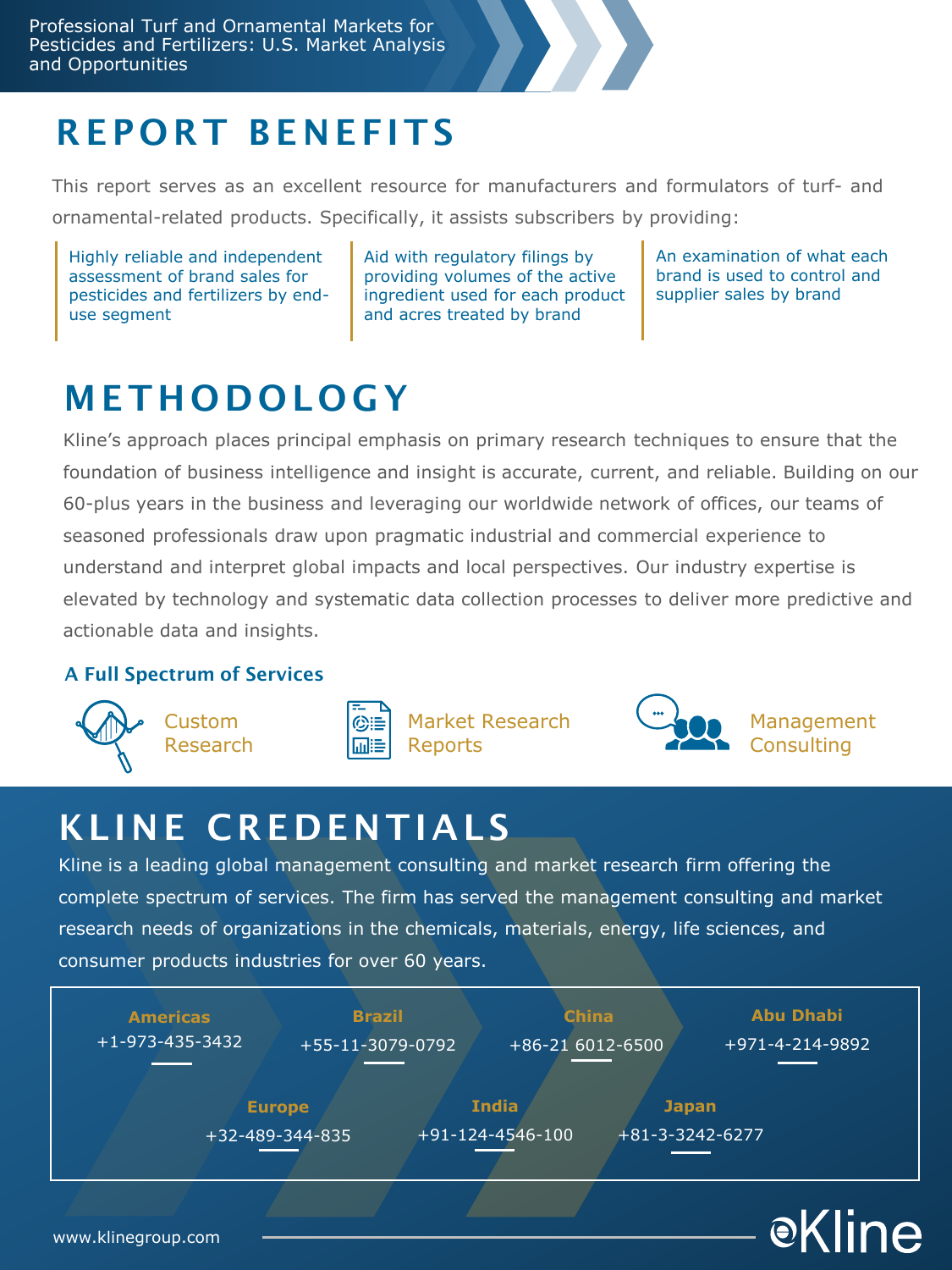Professional Turf and Ornamental Markets for Pesticides and Fertilizers: U.S. Market Analysis and Opportunities

# REPORT BENEFITS

This report serves as an excellent resource for manufacturers and formulators of turf- and ornamental-related products. Specifically, it assists subscribers by providing:

- Highly reliable and independent assessment of brand sales for pesticides and fertilizers by end-use segment
- Aid with regulatory filings by providing volumes of the active ingredient used for each product and acres treated by brand
- An examination of what each brand is used to control and supplier sales by brand

# METHODOLOGY

Kline's approach places principal emphasis on primary research techniques to ensure that the foundation of business intelligence and insight is accurate, current, and reliable. Building on our 60-plus years in the business and leveraging our worldwide network of offices, our teams of seasoned professionals draw upon pragmatic industrial and commercial experience to understand and interpret global impacts and local perspectives. Our industry expertise is elevated by technology and systematic data collection processes to deliver more predictive and actionable data and insights.

### A Full Spectrum of Services

- Custom Research
- Market Research Reports
- Management Consulting

# KLINE CREDENTIALS

Kline is a leading global management consulting and market research firm offering the complete spectrum of services. The firm has served the management consulting and market research needs of organizations in the chemicals, materials, energy, life sciences, and consumer products industries for over 60 years.

**Americas**
+1-973-435-3432

**Brazil**
+55-11-3079-0792

**China**
+86-21 6012-6500

**Abu Dhabi**
+971-4-214-9892

**Europe**
+32-489-344-835

**India**
+91-124-4546-100

**Japan**
+81-3-3242-6277

www.klinegroup.com

Kline